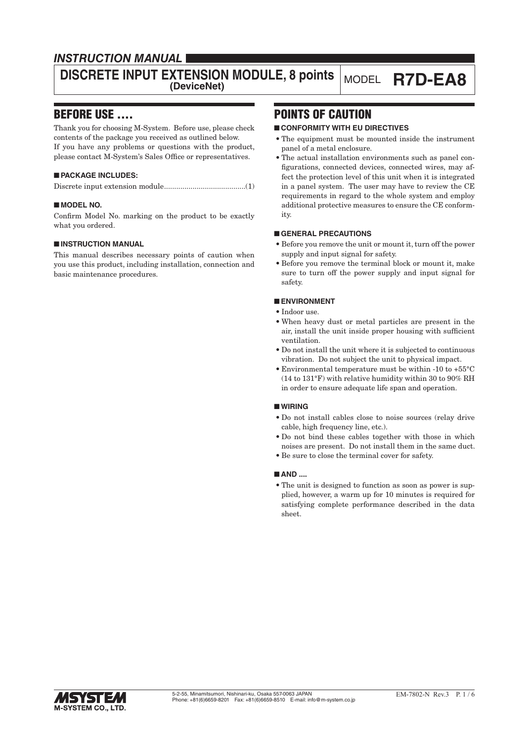# INSTRUCTION MANUAL

## DISCRETE INPUT EXTENSION MODULE, 8 points (DeviceNet)

MODEL **R7D-EA8**

## BEFORE USE ....

Thank you for choosing M-System. Before use, please check contents of the package you received as outlined below.
If you have any problems or questions with the product, please contact M-System's Sales Office or representatives.

### ■ PACKAGE INCLUDES:

Discrete input extension module........................................(1)

### ■ MODEL NO.

Confirm Model No. marking on the product to be exactly what you ordered.

### ■ INSTRUCTION MANUAL

This manual describes necessary points of caution when you use this product, including installation, connection and basic maintenance procedures.

## POINTS OF CAUTION

### ■ CONFORMITY WITH EU DIRECTIVES

- The equipment must be mounted inside the instrument panel of a metal enclosure.
- The actual installation environments such as panel configurations, connected devices, connected wires, may affect the protection level of this unit when it is integrated in a panel system. The user may have to review the CE requirements in regard to the whole system and employ additional protective measures to ensure the CE conformity.

### ■ GENERAL PRECAUTIONS

- Before you remove the unit or mount it, turn off the power supply and input signal for safety.
- Before you remove the terminal block or mount it, make sure to turn off the power supply and input signal for safety.

### ■ ENVIRONMENT

- Indoor use.
- When heavy dust or metal particles are present in the air, install the unit inside proper housing with sufficient ventilation.
- Do not install the unit where it is subjected to continuous vibration. Do not subject the unit to physical impact.
- Environmental temperature must be within -10 to +55°C (14 to 131°F) with relative humidity within 30 to 90% RH in order to ensure adequate life span and operation.

### ■ WIRING

- Do not install cables close to noise sources (relay drive cable, high frequency line, etc.).
- Do not bind these cables together with those in which noises are present. Do not install them in the same duct.
- Be sure to close the terminal cover for safety.

### ■ AND ....

- The unit is designed to function as soon as power is supplied, however, a warm up for 10 minutes is required for satisfying complete performance described in the data sheet.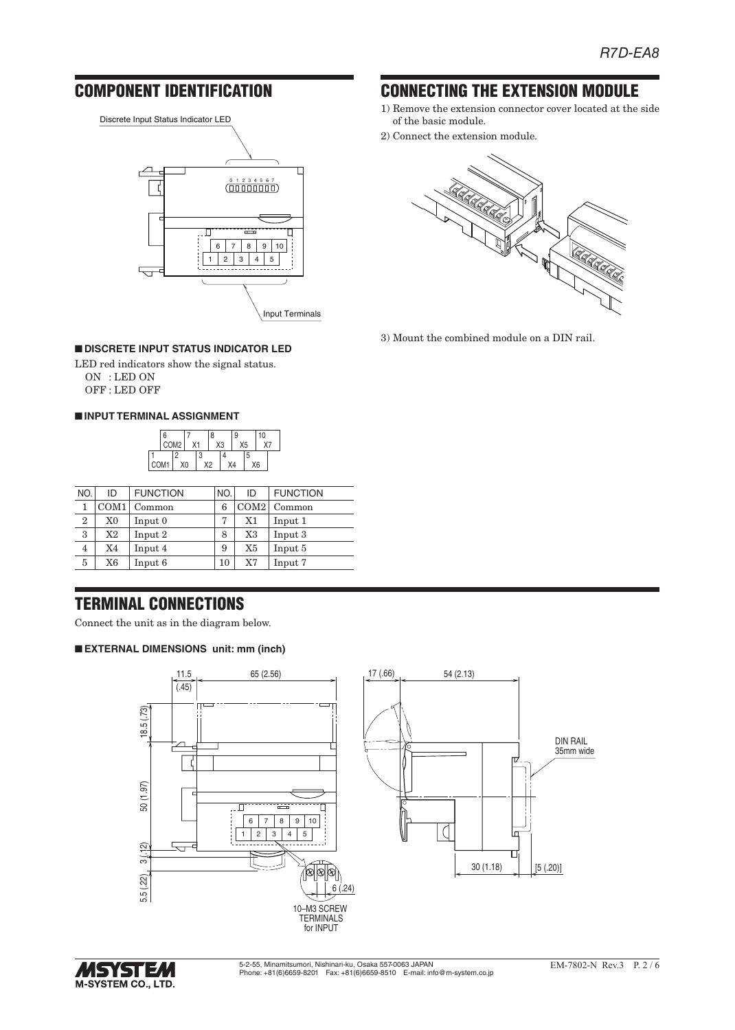## COMPONENT IDENTIFICATION

Discrete Input Status Indicator LED

Input Terminals

### ■ DISCRETE INPUT STATUS INDICATOR LED

LED red indicators show the signal status.

ON : LED ON

OFF : LED OFF

### ■ INPUT TERMINAL ASSIGNMENT

| NO. | ID | FUNCTION | NO. | ID | FUNCTION |
|---|---|---|---|---|---|
| 1 | COM1 | Common | 6 | COM2 | Common |
| 2 | X0 | Input 0 | 7 | X1 | Input 1 |
| 3 | X2 | Input 2 | 8 | X3 | Input 3 |
| 4 | X4 | Input 4 | 9 | X5 | Input 5 |
| 5 | X6 | Input 6 | 10 | X7 | Input 7 |

## CONNECTING THE EXTENSION MODULE

1) Remove the extension connector cover located at the side of the basic module.
2) Connect the extension module.
3) Mount the combined module on a DIN rail.

## TERMINAL CONNECTIONS

Connect the unit as in the diagram below.

### ■ EXTERNAL DIMENSIONS unit: mm (inch)

10–M3 SCREW TERMINALS for INPUT

DIN RAIL 35mm wide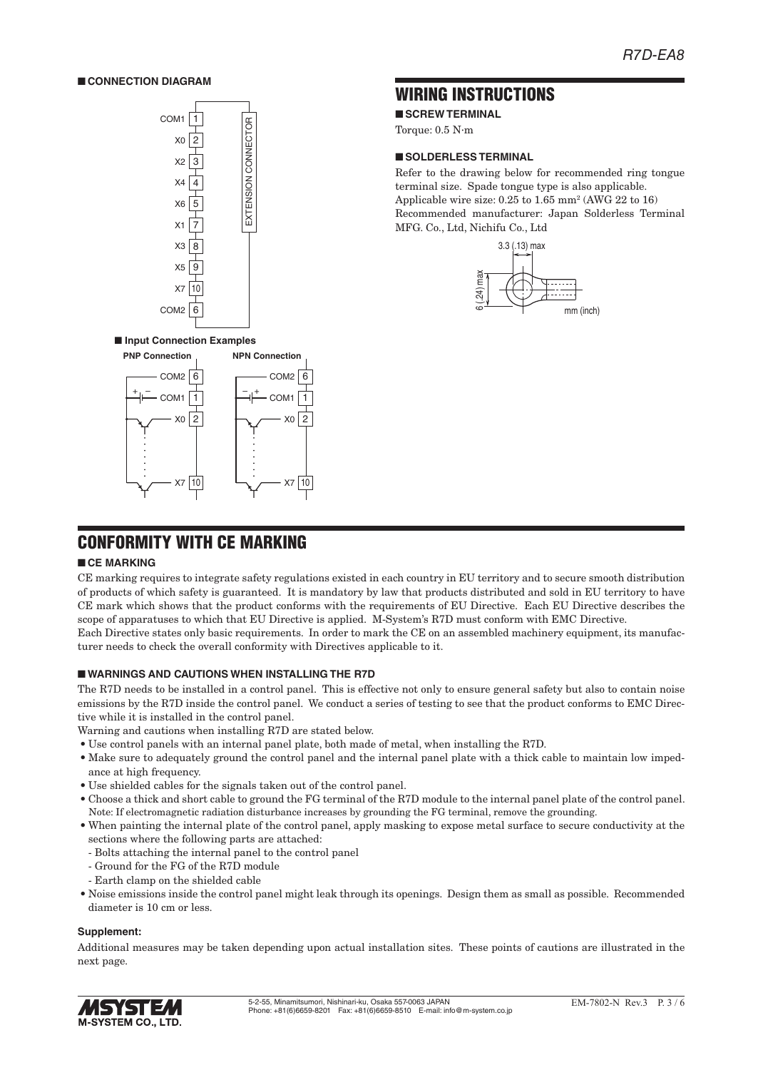## ■ CONNECTION DIAGRAM

| Signal | Terminal |
|---|---|
| COM1 | 1 |
| X0 | 2 |
| X2 | 3 |
| X4 | 4 |
| X6 | 5 |
| X1 | 7 |
| X3 | 8 |
| X5 | 9 |
| X7 | 10 |
| COM2 | 6 |

EXTENSION CONNECTOR

■ **Input Connection Examples**

**PNP Connection**

**NPN Connection**

# WIRING INSTRUCTIONS

## ■ SCREW TERMINAL

Torque: 0.5 N·m

## ■ SOLDERLESS TERMINAL

Refer to the drawing below for recommended ring tongue terminal size. Spade tongue type is also applicable.
Applicable wire size: 0.25 to 1.65 mm² (AWG 22 to 16)
Recommended manufacturer: Japan Solderless Terminal MFG. Co., Ltd, Nichifu Co., Ltd

3.3 (.13) max
6 (.24) max
mm (inch)

# CONFORMITY WITH CE MARKING

## ■ CE MARKING

CE marking requires to integrate safety regulations existed in each country in EU territory and to secure smooth distribution of products of which safety is guaranteed. It is mandatory by law that products distributed and sold in EU territory to have CE mark which shows that the product conforms with the requirements of EU Directive. Each EU Directive describes the scope of apparatuses to which that EU Directive is applied. M-System's R7D must conform with EMC Directive.
Each Directive states only basic requirements. In order to mark the CE on an assembled machinery equipment, its manufacturer needs to check the overall conformity with Directives applicable to it.

## ■ WARNINGS AND CAUTIONS WHEN INSTALLING THE R7D

The R7D needs to be installed in a control panel. This is effective not only to ensure general safety but also to contain noise emissions by the R7D inside the control panel. We conduct a series of testing to see that the product conforms to EMC Directive while it is installed in the control panel.
Warning and cautions when installing R7D are stated below.

- Use control panels with an internal panel plate, both made of metal, when installing the R7D.
- Make sure to adequately ground the control panel and the internal panel plate with a thick cable to maintain low impedance at high frequency.
- Use shielded cables for the signals taken out of the control panel.
- Choose a thick and short cable to ground the FG terminal of the R7D module to the internal panel plate of the control panel.
  Note: If electromagnetic radiation disturbance increases by grounding the FG terminal, remove the grounding.
- When painting the internal plate of the control panel, apply masking to expose metal surface to secure conductivity at the sections where the following parts are attached:
  - Bolts attaching the internal panel to the control panel
  - Ground for the FG of the R7D module
  - Earth clamp on the shielded cable
- Noise emissions inside the control panel might leak through its openings. Design them as small as possible. Recommended diameter is 10 cm or less.

**Supplement:**

Additional measures may be taken depending upon actual installation sites. These points of cautions are illustrated in the next page.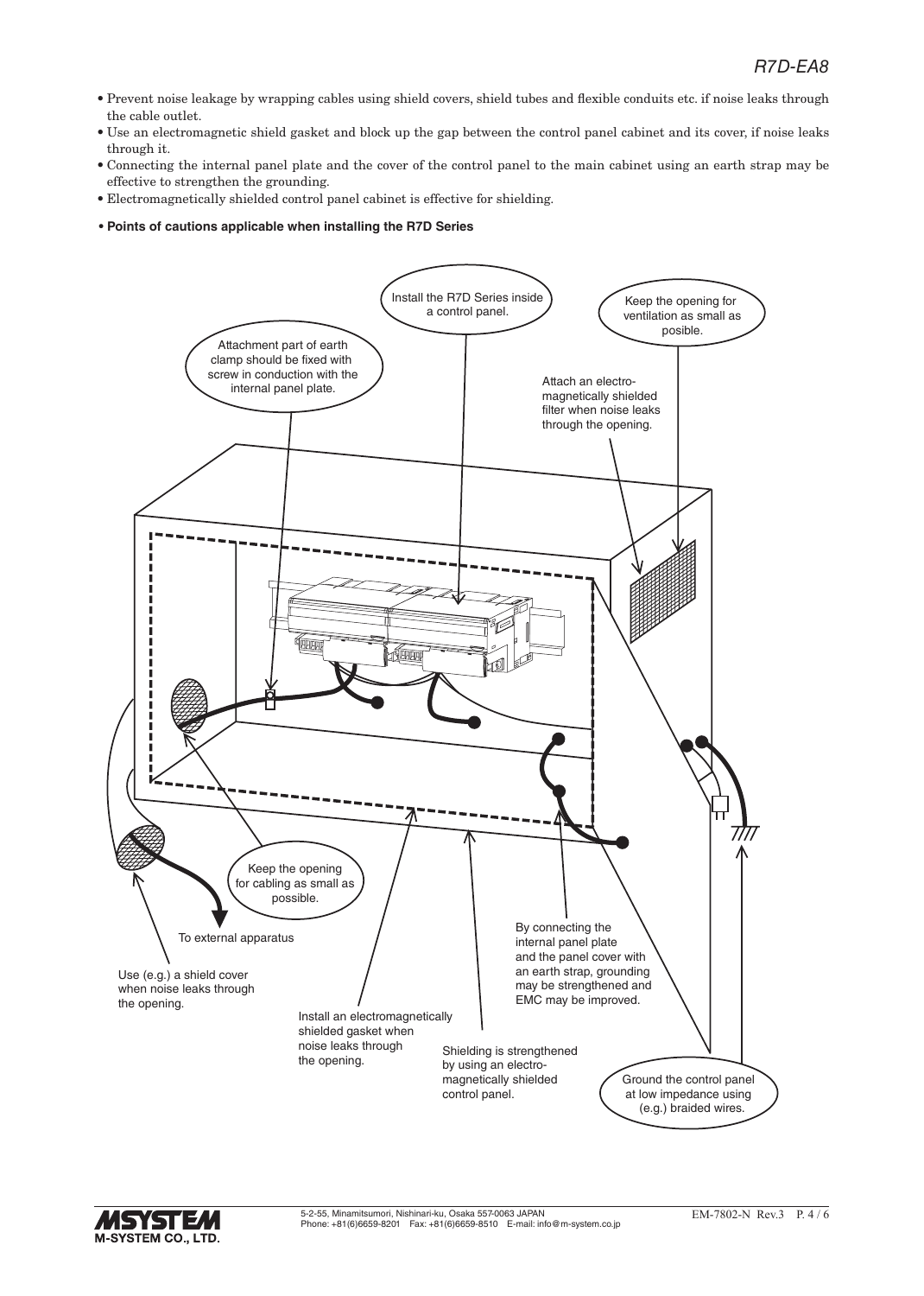- Prevent noise leakage by wrapping cables using shield covers, shield tubes and flexible conduits etc. if noise leaks through the cable outlet.
- Use an electromagnetic shield gasket and block up the gap between the control panel cabinet and its cover, if noise leaks through it.
- Connecting the internal panel plate and the cover of the control panel to the main cabinet using an earth strap may be effective to strengthen the grounding.
- Electromagnetically shielded control panel cabinet is effective for shielding.

- **Points of cautions applicable when installing the R7D Series**

Install the R7D Series inside a control panel.

Keep the opening for ventilation as small as posible.

Attachment part of earth clamp should be fixed with screw in conduction with the internal panel plate.

Attach an electro-magnetically shielded filter when noise leaks through the opening.

Keep the opening for cabling as small as possible.

To external apparatus

Use (e.g.) a shield cover when noise leaks through the opening.

Install an electromagnetically shielded gasket when noise leaks through the opening.

Shielding is strengthened by using an electro-magnetically shielded control panel.

By connecting the internal panel plate and the panel cover with an earth strap, grounding may be strengthened and EMC may be improved.

Ground the control panel at low impedance using (e.g.) braided wires.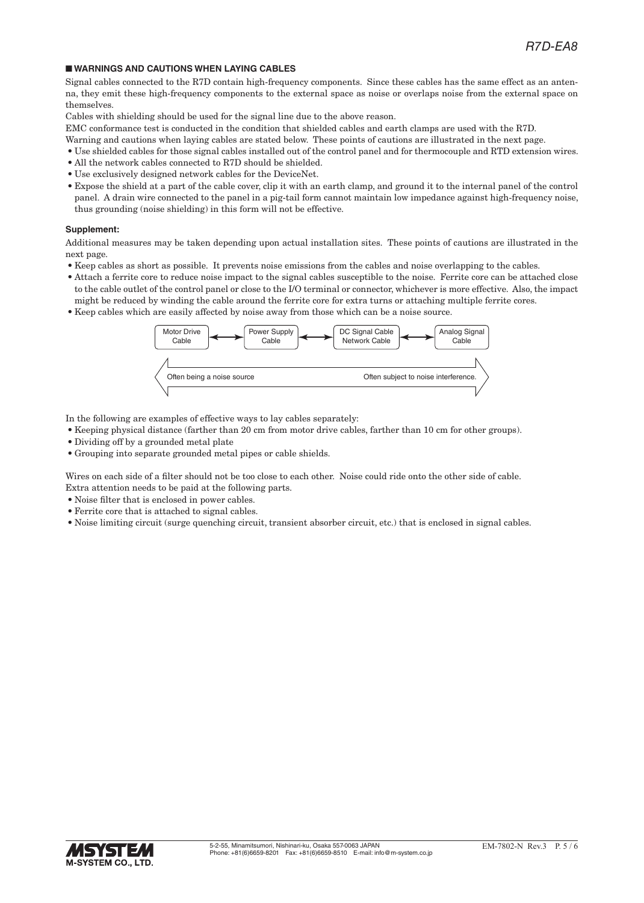## ■ WARNINGS AND CAUTIONS WHEN LAYING CABLES

Signal cables connected to the R7D contain high-frequency components. Since these cables has the same effect as an antenna, they emit these high-frequency components to the external space as noise or overlaps noise from the external space on themselves.

Cables with shielding should be used for the signal line due to the above reason.

EMC conformance test is conducted in the condition that shielded cables and earth clamps are used with the R7D.

Warning and cautions when laying cables are stated below. These points of cautions are illustrated in the next page.

- Use shielded cables for those signal cables installed out of the control panel and for thermocouple and RTD extension wires.
- All the network cables connected to R7D should be shielded.
- Use exclusively designed network cables for the DeviceNet.
- Expose the shield at a part of the cable cover, clip it with an earth clamp, and ground it to the internal panel of the control panel. A drain wire connected to the panel in a pig-tail form cannot maintain low impedance against high-frequency noise, thus grounding (noise shielding) in this form will not be effective.

**Supplement:**

Additional measures may be taken depending upon actual installation sites. These points of cautions are illustrated in the next page.

- Keep cables as short as possible. It prevents noise emissions from the cables and noise overlapping to the cables.
- Attach a ferrite core to reduce noise impact to the signal cables susceptible to the noise. Ferrite core can be attached close to the cable outlet of the control panel or close to the I/O terminal or connector, whichever is more effective. Also, the impact might be reduced by winding the cable around the ferrite core for extra turns or attaching multiple ferrite cores.
- Keep cables which are easily affected by noise away from those which can be a noise source.

Motor Drive Cable ⟷ Power Supply Cable ⟷ DC Signal Cable Network Cable ⟷ Analog Signal Cable

Often being a noise source ⟷ Often subject to noise interference.

In the following are examples of effective ways to lay cables separately:

- Keeping physical distance (farther than 20 cm from motor drive cables, farther than 10 cm for other groups).
- Dividing off by a grounded metal plate
- Grouping into separate grounded metal pipes or cable shields.

Wires on each side of a filter should not be too close to each other. Noise could ride onto the other side of cable.

Extra attention needs to be paid at the following parts.

- Noise filter that is enclosed in power cables.
- Ferrite core that is attached to signal cables.
- Noise limiting circuit (surge quenching circuit, transient absorber circuit, etc.) that is enclosed in signal cables.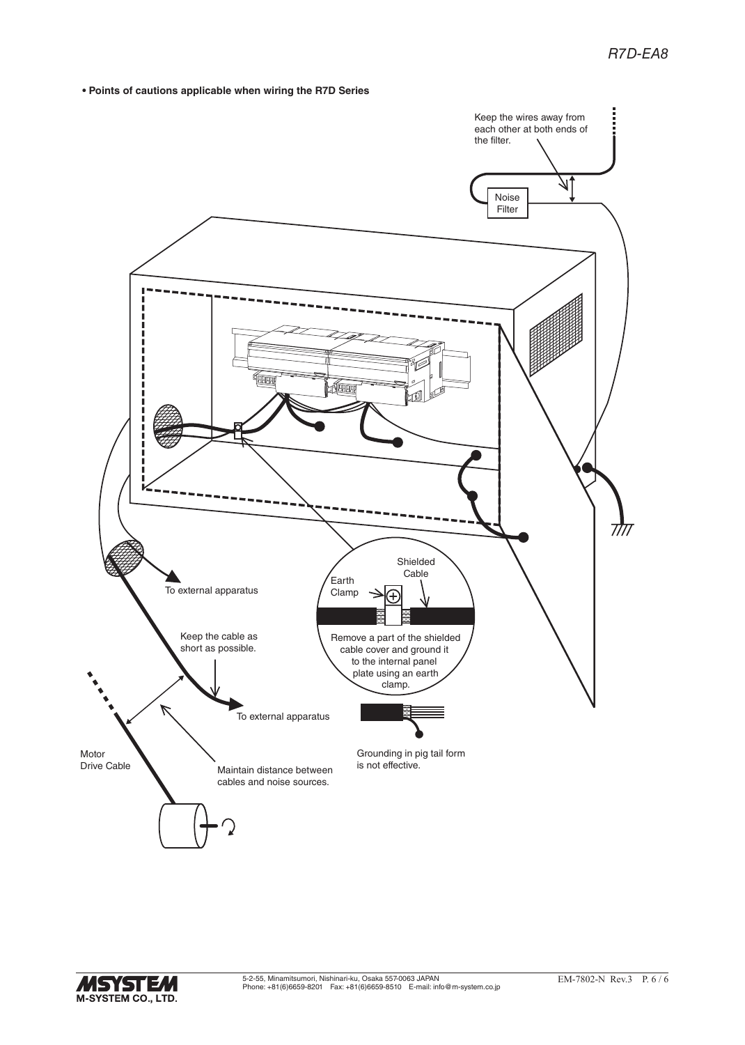• **Points of cautions applicable when wiring the R7D Series**

Keep the wires away from each other at both ends of the filter.

Noise Filter

Shielded Cable

Earth Clamp

Remove a part of the shielded cable cover and ground it to the internal panel plate using an earth clamp.

To external apparatus

Keep the cable as short as possible.

To external apparatus

Motor Drive Cable

Maintain distance between cables and noise sources.

Grounding in pig tail form is not effective.